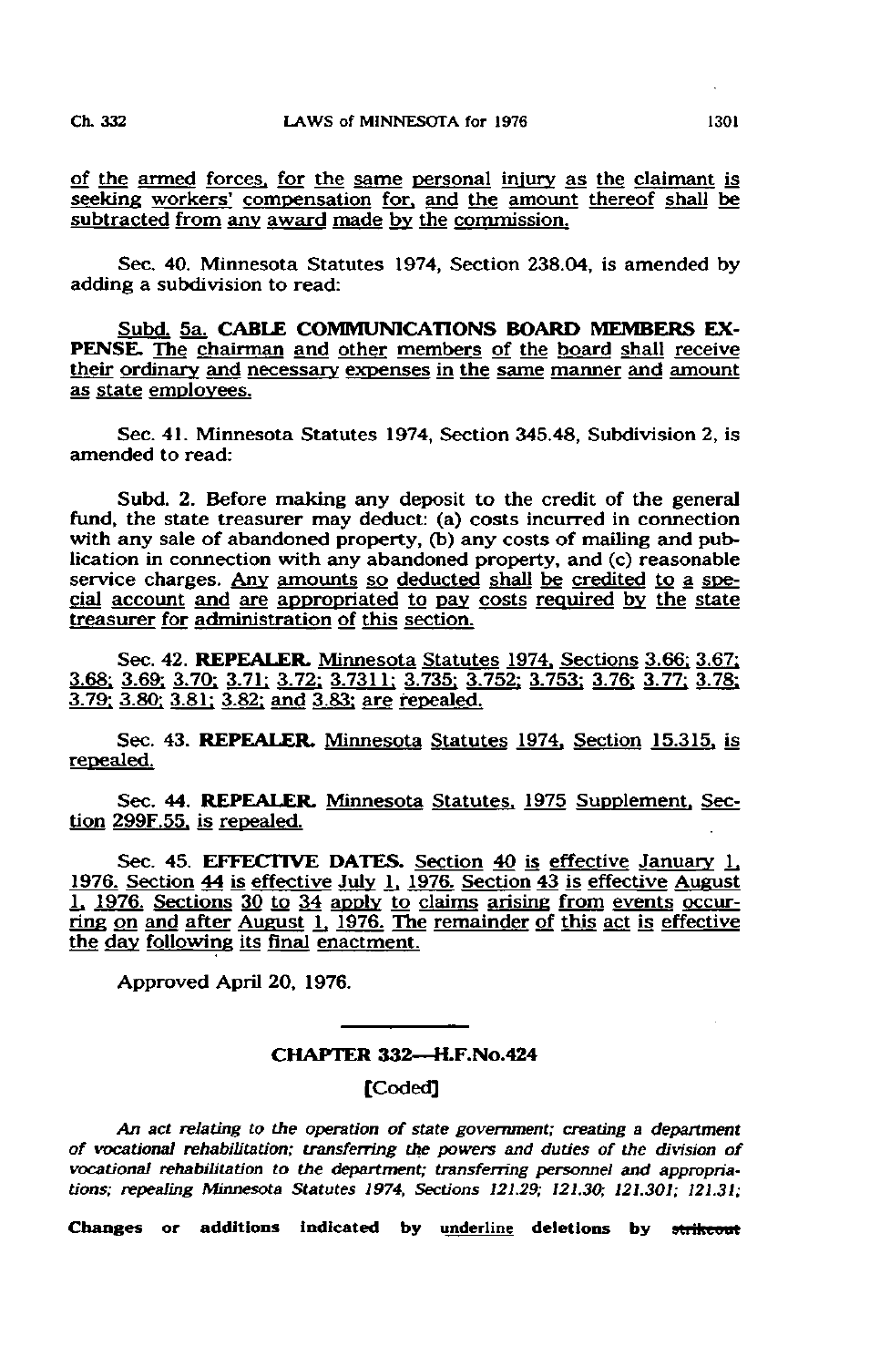of the armed forces, for the same personal injury as the claimant is seeking workers' compensation for, and the amount thereof shall be subtracted from any award made by the commission.

Sec. 40. Minnesota Statutes 1974, Section 238.04, is amended by adding a subdivision to read:

Subd. 5a. **CABLE COMMUNICATIONS BOARD MEMBERS EXPENSE.** The chairman and other members of the board shall receive their ordinary and necessary expenses in the same manner and amount as state employees.

Sec. 41. Minnesota Statutes 1974, Section 345.48, Subdivision 2, is amended to read:

Subd. 2. Before making any deposit to the credit of the general fund, the state treasurer may deduct: (a) costs incurred in connection with any sale of abandoned property, (b) any costs of mailing and publication in connection with any abandoned property, and (c) reasonable service charges. Any amounts so deducted shall be credited to a special account and are appropriated to pay costs required by the state treasurer for administration of this section.

Sec. 42. **REPEALER.** Minnesota Statutes 1974, Sections 3.66; 3.67; 3.68; 3.69; 3.70; 3.71; 3.72; 3.7311; 3.735; 3.752; 3.753; 3.76; 3.77; 3.78; 3.79; 3.80; 3.81; 3.82; and 3.83; are repealed.

Sec. 43. **REPEALER.** Minnesota Statutes 1974, Section 15.315, is repealed.

Sec. 44. **REPEALER.** Minnesota Statutes, 1975 Supplement, Section 299F.55, is repealed.

Sec. 45. **EFFECTIVE DATES.** Section 40 is effective January 1, 1976. Section 44 is effective July 1, 1976. Section 43 is effective August 1, 1976. Sections 30 to 34 apply to claims arising from events occurring on and after August 1, 1976. The remainder of this act is effective the day following its final enactment.

Approved April 20, 1976.

---

## CHAPTER 332—H.F.No.424

**[Coded]**

*An act relating to the operation of state government; creating a department of vocational rehabilitation; transferring the powers and duties of the division of vocational rehabilitation to the department; transferring personnel and appropriations; repealing Minnesota Statutes 1974, Sections 121.29; 121.30; 121.301; 121.31;*

**Changes or additions indicated by underline deletions by ~~strikeout~~**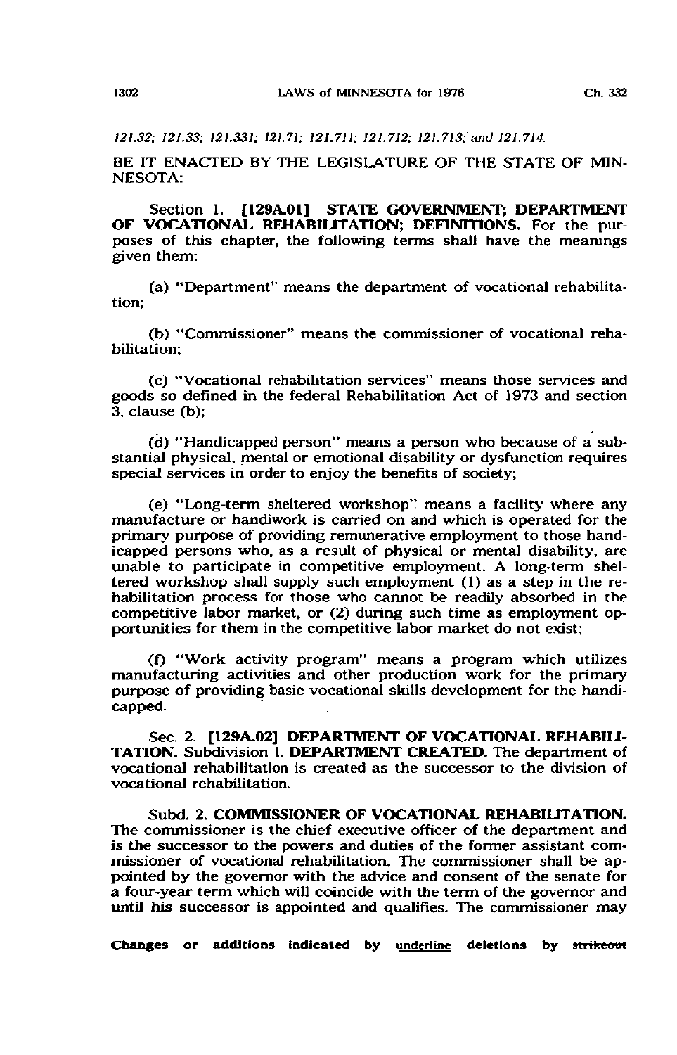*121.32; 121.33; 121.331; 121.71; 121.711; 121.712; 121.713; and 121.714.*

BE IT ENACTED BY THE LEGISLATURE OF THE STATE OF MINNESOTA:

Section 1. **[129A.01] STATE GOVERNMENT; DEPARTMENT OF VOCATIONAL REHABILITATION; DEFINITIONS.** For the purposes of this chapter, the following terms shall have the meanings given them:

(a) "Department" means the department of vocational rehabilitation;

(b) "Commissioner" means the commissioner of vocational rehabilitation;

(c) "Vocational rehabilitation services" means those services and goods so defined in the federal Rehabilitation Act of 1973 and section 3, clause (b);

(d) "Handicapped person" means a person who because of a substantial physical, mental or emotional disability or dysfunction requires special services in order to enjoy the benefits of society;

(e) "Long-term sheltered workshop" means a facility where any manufacture or handiwork is carried on and which is operated for the primary purpose of providing remunerative employment to those handicapped persons who, as a result of physical or mental disability, are unable to participate in competitive employment. A long-term sheltered workshop shall supply such employment (1) as a step in the rehabilitation process for those who cannot be readily absorbed in the competitive labor market, or (2) during such time as employment opportunities for them in the competitive labor market do not exist;

(f) "Work activity program" means a program which utilizes manufacturing activities and other production work for the primary purpose of providing basic vocational skills development for the handicapped.

Sec. 2. **[129A.02] DEPARTMENT OF VOCATIONAL REHABILITATION.** Subdivision 1. **DEPARTMENT CREATED.** The department of vocational rehabilitation is created as the successor to the division of vocational rehabilitation.

Subd. 2. **COMMISSIONER OF VOCATIONAL REHABILITATION.** The commissioner is the chief executive officer of the department and is the successor to the powers and duties of the former assistant commissioner of vocational rehabilitation. The commissioner shall be appointed by the governor with the advice and consent of the senate for a four-year term which will coincide with the term of the governor and until his successor is appointed and qualifies. The commissioner may

**Changes or additions indicated by underline deletions by strikeout**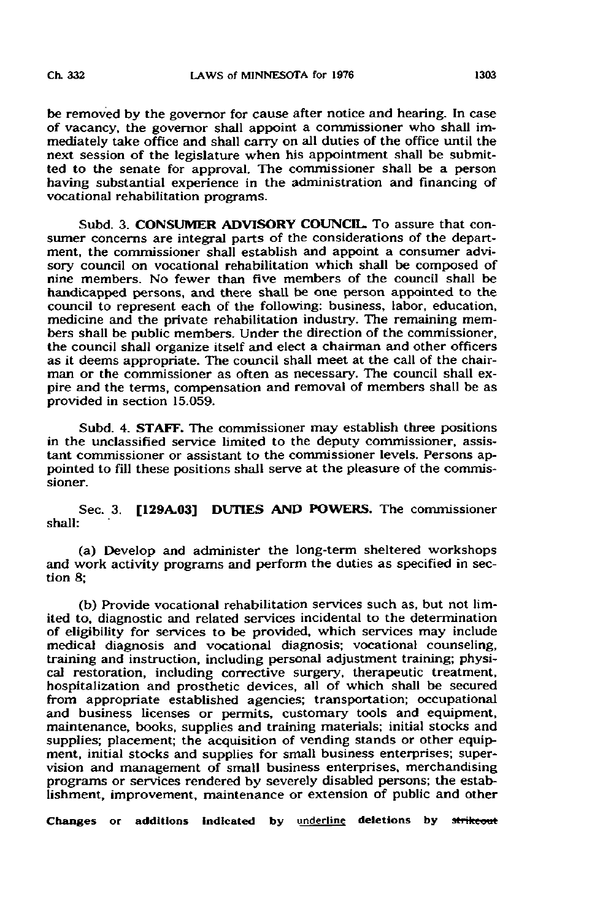be removed by the governor for cause after notice and hearing. In case of vacancy, the governor shall appoint a commissioner who shall immediately take office and shall carry on all duties of the office until the next session of the legislature when his appointment shall be submitted to the senate for approval. The commissioner shall be a person having substantial experience in the administration and financing of vocational rehabilitation programs.

Subd. 3. **CONSUMER ADVISORY COUNCIL.** To assure that consumer concerns are integral parts of the considerations of the department, the commissioner shall establish and appoint a consumer advisory council on vocational rehabilitation which shall be composed of nine members. No fewer than five members of the council shall be handicapped persons, and there shall be one person appointed to the council to represent each of the following: business, labor, education, medicine and the private rehabilitation industry. The remaining members shall be public members. Under the direction of the commissioner, the council shall organize itself and elect a chairman and other officers as it deems appropriate. The council shall meet at the call of the chairman or the commissioner as often as necessary. The council shall expire and the terms, compensation and removal of members shall be as provided in section 15.059.

Subd. 4. **STAFF.** The commissioner may establish three positions in the unclassified service limited to the deputy commissioner, assistant commissioner or assistant to the commissioner levels. Persons appointed to fill these positions shall serve at the pleasure of the commissioner.

Sec. 3. **[129A.03] DUTIES AND POWERS.** The commissioner shall:

(a) Develop and administer the long-term sheltered workshops and work activity programs and perform the duties as specified in section 8;

(b) Provide vocational rehabilitation services such as, but not limited to, diagnostic and related services incidental to the determination of eligibility for services to be provided, which services may include medical diagnosis and vocational diagnosis; vocational counseling, training and instruction, including personal adjustment training; physical restoration, including corrective surgery, therapeutic treatment, hospitalization and prosthetic devices, all of which shall be secured from appropriate established agencies; transportation; occupational and business licenses or permits, customary tools and equipment, maintenance, books, supplies and training materials; initial stocks and supplies; placement; the acquisition of vending stands or other equipment, initial stocks and supplies for small business enterprises; supervision and management of small business enterprises, merchandising programs or services rendered by severely disabled persons; the establishment, improvement, maintenance or extension of public and other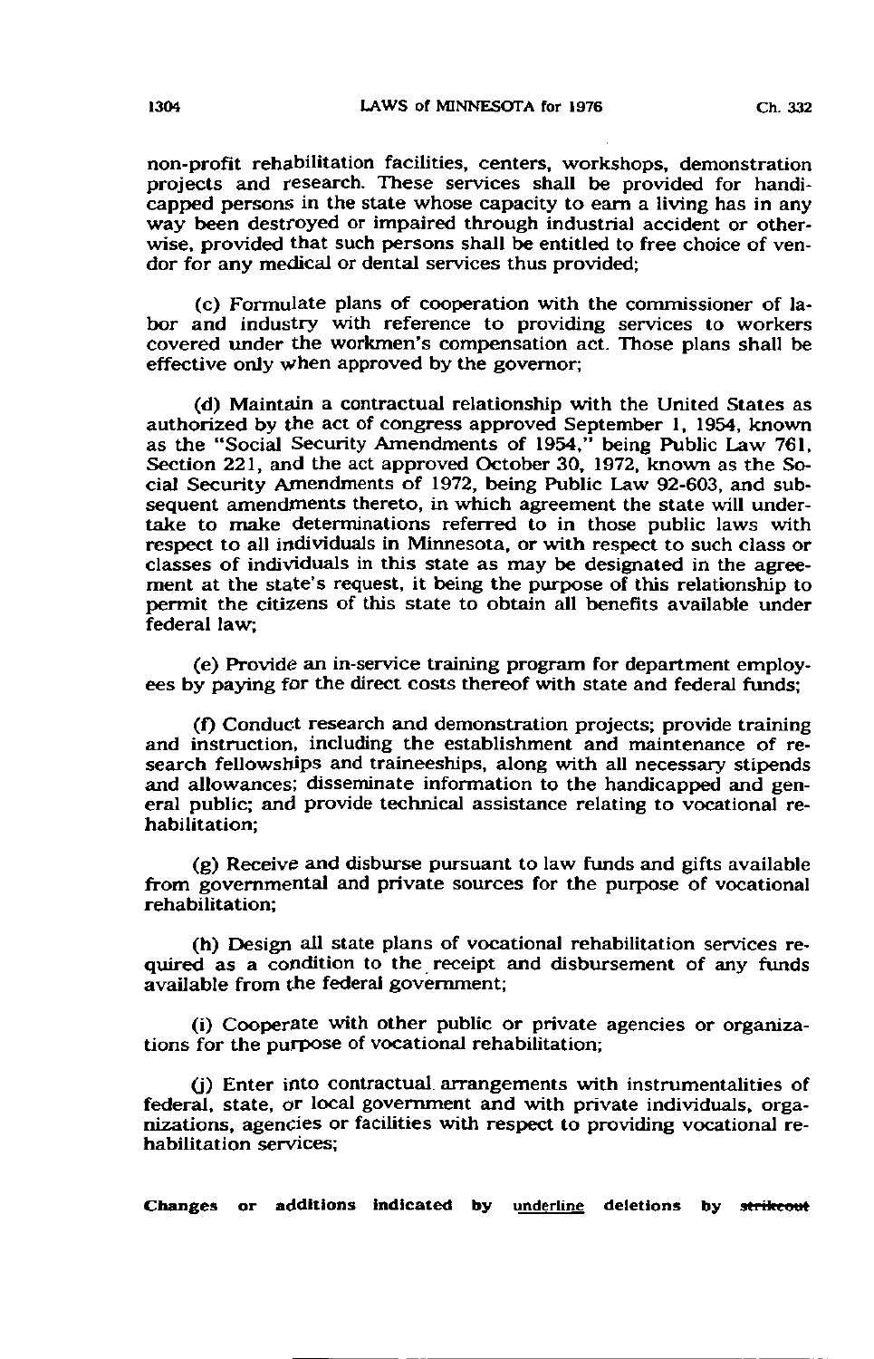non-profit rehabilitation facilities, centers, workshops, demonstration projects and research. These services shall be provided for handicapped persons in the state whose capacity to earn a living has in any way been destroyed or impaired through industrial accident or otherwise, provided that such persons shall be entitled to free choice of vendor for any medical or dental services thus provided;

(c) Formulate plans of cooperation with the commissioner of labor and industry with reference to providing services to workers covered under the workmen's compensation act. Those plans shall be effective only when approved by the governor;

(d) Maintain a contractual relationship with the United States as authorized by the act of congress approved September 1, 1954, known as the "Social Security Amendments of 1954," being Public Law 761, Section 221, and the act approved October 30, 1972, known as the Social Security Amendments of 1972, being Public Law 92-603, and subsequent amendments thereto, in which agreement the state will undertake to make determinations referred to in those public laws with respect to all individuals in Minnesota, or with respect to such class or classes of individuals in this state as may be designated in the agreement at the state's request, it being the purpose of this relationship to permit the citizens of this state to obtain all benefits available under federal law;

(e) Provide an in-service training program for department employees by paying for the direct costs thereof with state and federal funds;

(f) Conduct research and demonstration projects; provide training and instruction, including the establishment and maintenance of research fellowships and traineeships, along with all necessary stipends and allowances; disseminate information to the handicapped and general public; and provide technical assistance relating to vocational rehabilitation;

(g) Receive and disburse pursuant to law funds and gifts available from governmental and private sources for the purpose of vocational rehabilitation;

(h) Design all state plans of vocational rehabilitation services required as a condition to the receipt and disbursement of any funds available from the federal government;

(i) Cooperate with other public or private agencies or organizations for the purpose of vocational rehabilitation;

(j) Enter into contractual arrangements with instrumentalities of federal, state, or local government and with private individuals, organizations, agencies or facilities with respect to providing vocational rehabilitation services;

**Changes or additions indicated by underline deletions by ~~strikeout~~**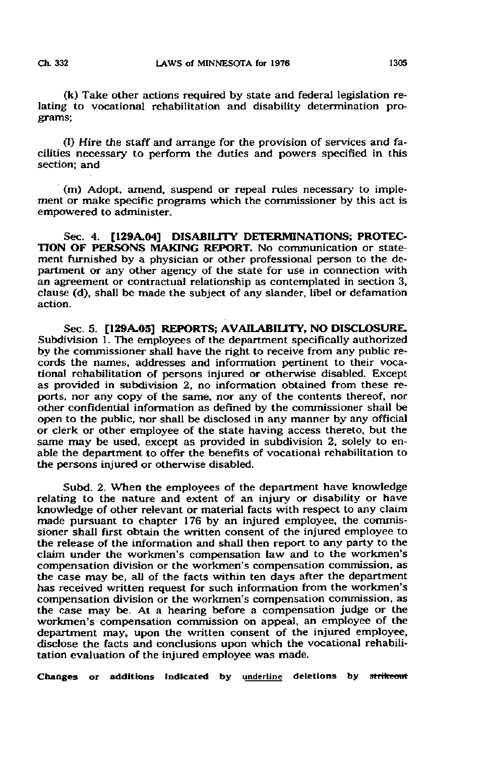(k) Take other actions required by state and federal legislation relating to vocational rehabilitation and disability determination programs;

(l) Hire the staff and arrange for the provision of services and facilities necessary to perform the duties and powers specified in this section; and

(m) Adopt, amend, suspend or repeal rules necessary to implement or make specific programs which the commissioner by this act is empowered to administer.

Sec. 4. **[129A.04] DISABILITY DETERMINATIONS; PROTECTION OF PERSONS MAKING REPORT.** No communication or statement furnished by a physician or other professional person to the department or any other agency of the state for use in connection with an agreement or contractual relationship as contemplated in section 3, clause (d), shall be made the subject of any slander, libel or defamation action.

Sec. 5. **[129A.05] REPORTS; AVAILABILITY, NO DISCLOSURE.** Subdivision 1. The employees of the department specifically authorized by the commissioner shall have the right to receive from any public records the names, addresses and information pertinent to their vocational rehabilitation of persons injured or otherwise disabled. Except as provided in subdivision 2, no information obtained from these reports, nor any copy of the same, nor any of the contents thereof, nor other confidential information as defined by the commissioner shall be open to the public, nor shall be disclosed in any manner by any official or clerk or other employee of the state having access thereto, but the same may be used, except as provided in subdivision 2, solely to enable the department to offer the benefits of vocational rehabilitation to the persons injured or otherwise disabled.

Subd. 2. When the employees of the department have knowledge relating to the nature and extent of an injury or disability or have knowledge of other relevant or material facts with respect to any claim made pursuant to chapter 176 by an injured employee, the commissioner shall first obtain the written consent of the injured employee to the release of the information and shall then report to any party to the claim under the workmen's compensation law and to the workmen's compensation division or the workmen's compensation commission, as the case may be, all of the facts within ten days after the department has received written request for such information from the workmen's compensation division or the workmen's compensation commission, as the case may be. At a hearing before a compensation judge or the workmen's compensation commission on appeal, an employee of the department may, upon the written consent of the injured employee, disclose the facts and conclusions upon which the vocational rehabilitation evaluation of the injured employee was made.

Changes or additions indicated by underline deletions by ~~strikeout~~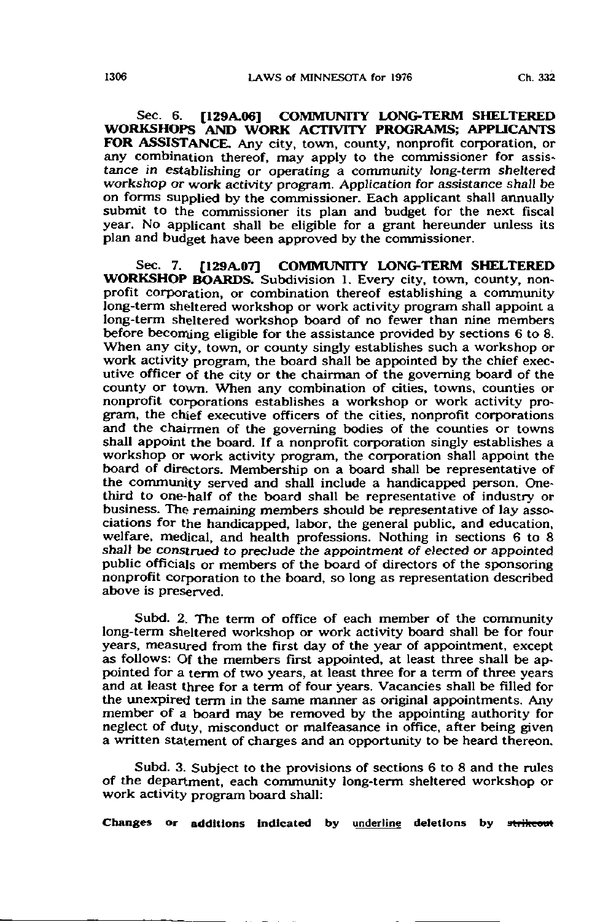Sec. 6. **[129A.06] COMMUNITY LONG-TERM SHELTERED WORKSHOPS AND WORK ACTIVITY PROGRAMS; APPLICANTS FOR ASSISTANCE.** Any city, town, county, nonprofit corporation, or any combination thereof, may apply to the commissioner for assistance in establishing or operating a community long-term sheltered workshop or work activity program. Application for assistance shall be on forms supplied by the commissioner. Each applicant shall annually submit to the commissioner its plan and budget for the next fiscal year. No applicant shall be eligible for a grant hereunder unless its plan and budget have been approved by the commissioner.

Sec. 7. **[129A.07] COMMUNITY LONG-TERM SHELTERED WORKSHOP BOARDS.** Subdivision 1. Every city, town, county, nonprofit corporation, or combination thereof establishing a community long-term sheltered workshop or work activity program shall appoint a long-term sheltered workshop board of no fewer than nine members before becoming eligible for the assistance provided by sections 6 to 8. When any city, town, or county singly establishes such a workshop or work activity program, the board shall be appointed by the chief executive officer of the city or the chairman of the governing board of the county or town. When any combination of cities, towns, counties or nonprofit corporations establishes a workshop or work activity program, the chief executive officers of the cities, nonprofit corporations and the chairmen of the governing bodies of the counties or towns shall appoint the board. If a nonprofit corporation singly establishes a workshop or work activity program, the corporation shall appoint the board of directors. Membership on a board shall be representative of the community served and shall include a handicapped person. One-third to one-half of the board shall be representative of industry or business. The remaining members should be representative of lay associations for the handicapped, labor, the general public, and education, welfare, medical, and health professions. Nothing in sections 6 to 8 shall be construed to preclude the appointment of elected or appointed public officials or members of the board of directors of the sponsoring nonprofit corporation to the board, so long as representation described above is preserved.

Subd. 2. The term of office of each member of the community long-term sheltered workshop or work activity board shall be for four years, measured from the first day of the year of appointment, except as follows: Of the members first appointed, at least three shall be appointed for a term of two years, at least three for a term of three years and at least three for a term of four years. Vacancies shall be filled for the unexpired term in the same manner as original appointments. Any member of a board may be removed by the appointing authority for neglect of duty, misconduct or malfeasance in office, after being given a written statement of charges and an opportunity to be heard thereon.

Subd. 3. Subject to the provisions of sections 6 to 8 and the rules of the department, each community long-term sheltered workshop or work activity program board shall:

Changes or additions indicated by underline deletions by ~~strikeout~~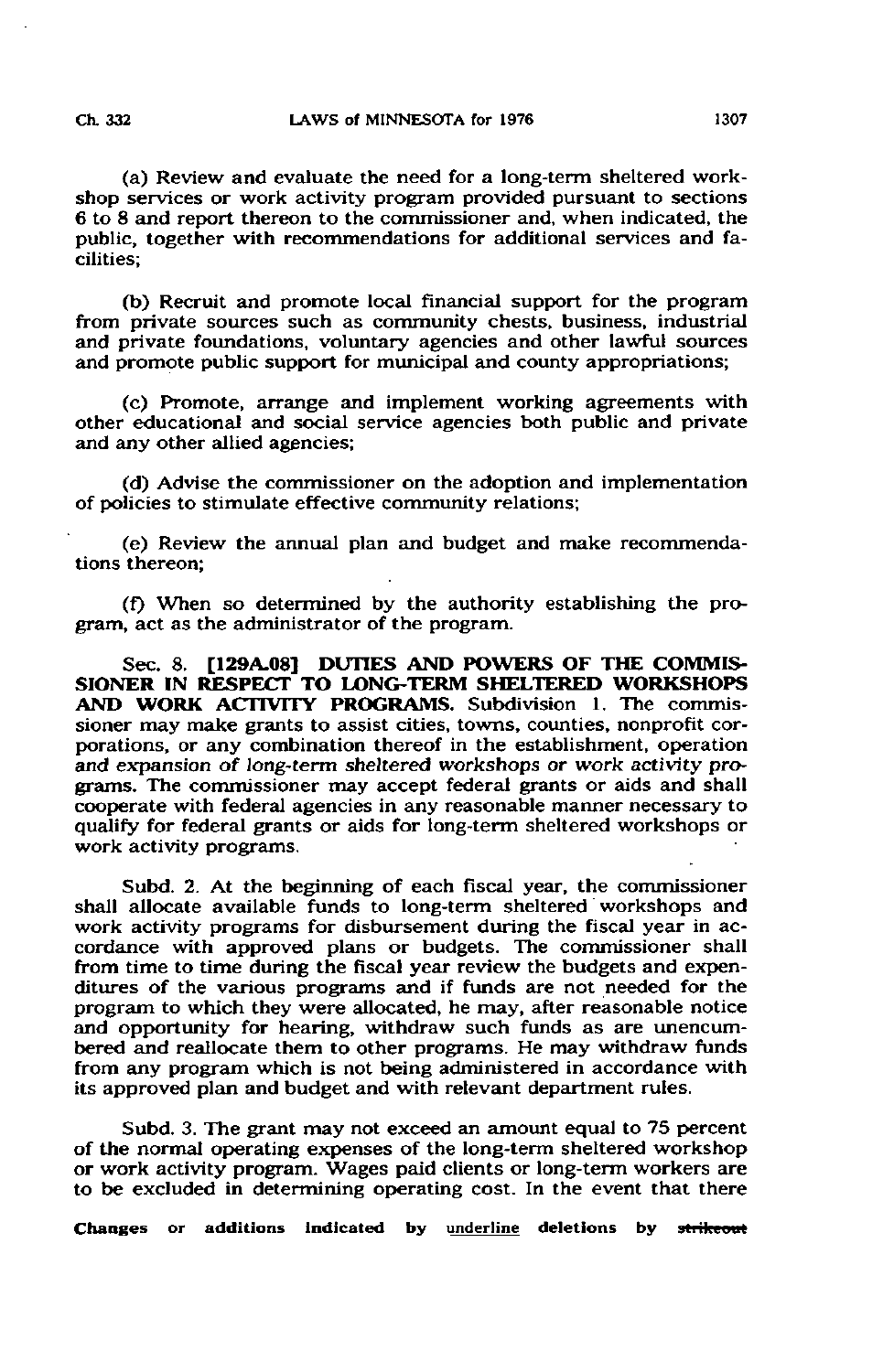(a) Review and evaluate the need for a long-term sheltered workshop services or work activity program provided pursuant to sections 6 to 8 and report thereon to the commissioner and, when indicated, the public, together with recommendations for additional services and facilities;

(b) Recruit and promote local financial support for the program from private sources such as community chests, business, industrial and private foundations, voluntary agencies and other lawful sources and promote public support for municipal and county appropriations;

(c) Promote, arrange and implement working agreements with other educational and social service agencies both public and private and any other allied agencies;

(d) Advise the commissioner on the adoption and implementation of policies to stimulate effective community relations;

(e) Review the annual plan and budget and make recommendations thereon;

(f) When so determined by the authority establishing the program, act as the administrator of the program.

Sec. 8. **[129A.08] DUTIES AND POWERS OF THE COMMISSIONER IN RESPECT TO LONG-TERM SHELTERED WORKSHOPS AND WORK ACTIVITY PROGRAMS.** Subdivision 1. The commissioner may make grants to assist cities, towns, counties, nonprofit corporations, or any combination thereof in the establishment, operation and expansion of long-term sheltered workshops or work activity programs. The commissioner may accept federal grants or aids and shall cooperate with federal agencies in any reasonable manner necessary to qualify for federal grants or aids for long-term sheltered workshops or work activity programs.

Subd. 2. At the beginning of each fiscal year, the commissioner shall allocate available funds to long-term sheltered workshops and work activity programs for disbursement during the fiscal year in accordance with approved plans or budgets. The commissioner shall from time to time during the fiscal year review the budgets and expenditures of the various programs and if funds are not needed for the program to which they were allocated, he may, after reasonable notice and opportunity for hearing, withdraw such funds as are unencumbered and reallocate them to other programs. He may withdraw funds from any program which is not being administered in accordance with its approved plan and budget and with relevant department rules.

Subd. 3. The grant may not exceed an amount equal to 75 percent of the normal operating expenses of the long-term sheltered workshop or work activity program. Wages paid clients or long-term workers are to be excluded in determining operating cost. In the event that there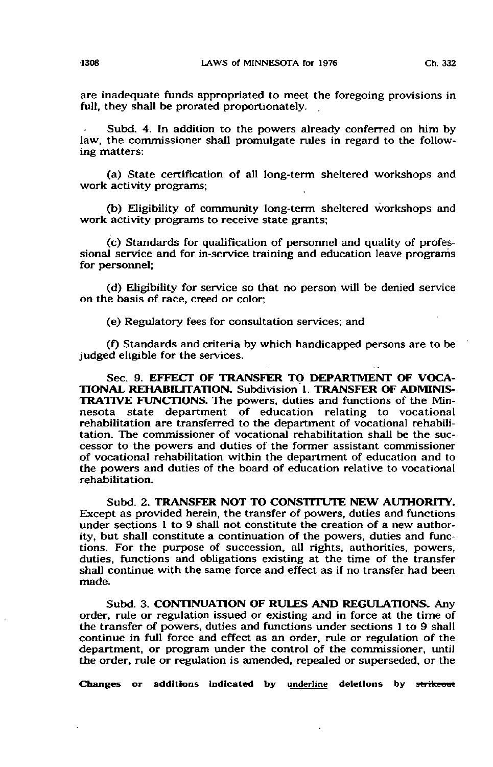are inadequate funds appropriated to meet the foregoing provisions in full, they shall be prorated proportionately.

Subd. 4. In addition to the powers already conferred on him by law, the commissioner shall promulgate rules in regard to the following matters:

(a) State certification of all long-term sheltered workshops and work activity programs;

(b) Eligibility of community long-term sheltered workshops and work activity programs to receive state grants;

(c) Standards for qualification of personnel and quality of professional service and for in-service training and education leave programs for personnel;

(d) Eligibility for service so that no person will be denied service on the basis of race, creed or color;

(e) Regulatory fees for consultation services; and

(f) Standards and criteria by which handicapped persons are to be judged eligible for the services.

Sec. 9. **EFFECT OF TRANSFER TO DEPARTMENT OF VOCATIONAL REHABILITATION.** Subdivision 1. **TRANSFER OF ADMINISTRATIVE FUNCTIONS.** The powers, duties and functions of the Minnesota state department of education relating to vocational rehabilitation are transferred to the department of vocational rehabilitation. The commissioner of vocational rehabilitation shall be the successor to the powers and duties of the former assistant commissioner of vocational rehabilitation within the department of education and to the powers and duties of the board of education relative to vocational rehabilitation.

Subd. 2. **TRANSFER NOT TO CONSTITUTE NEW AUTHORITY.** Except as provided herein, the transfer of powers, duties and functions under sections 1 to 9 shall not constitute the creation of a new authority, but shall constitute a continuation of the powers, duties and functions. For the purpose of succession, all rights, authorities, powers, duties, functions and obligations existing at the time of the transfer shall continue with the same force and effect as if no transfer had been made.

Subd. 3. **CONTINUATION OF RULES AND REGULATIONS.** Any order, rule or regulation issued or existing and in force at the time of the transfer of powers, duties and functions under sections 1 to 9 shall continue in full force and effect as an order, rule or regulation of the department, or program under the control of the commissioner, until the order, rule or regulation is amended, repealed or superseded, or the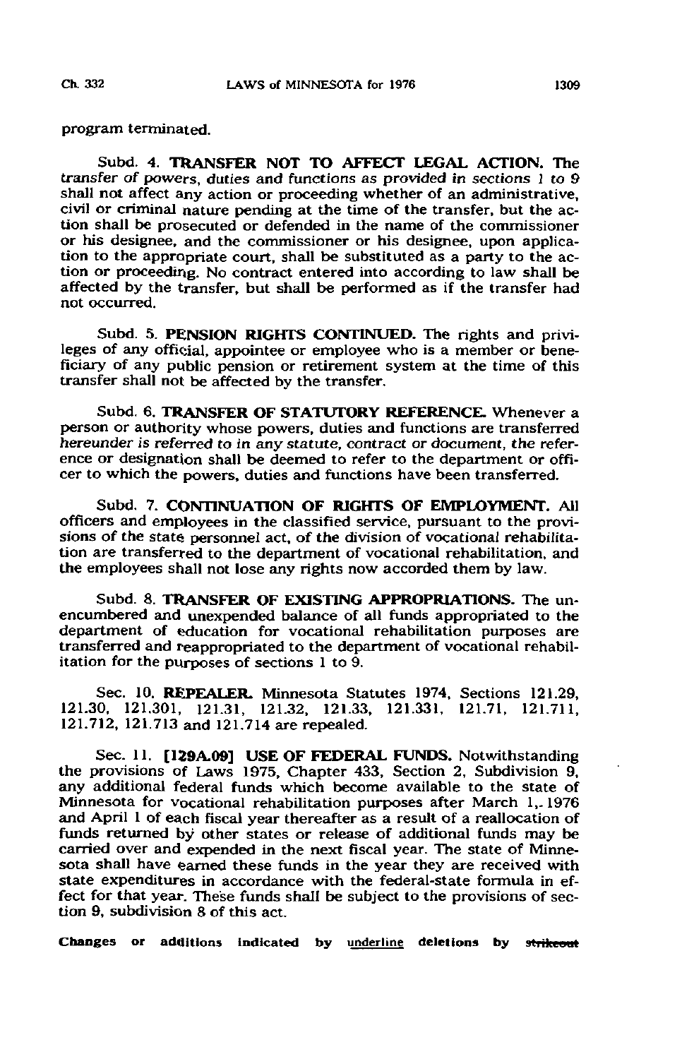program terminated.

Subd. 4. **TRANSFER NOT TO AFFECT LEGAL ACTION.** The transfer of powers, duties and functions as provided in sections 1 to 9 shall not affect any action or proceeding whether of an administrative, civil or criminal nature pending at the time of the transfer, but the action shall be prosecuted or defended in the name of the commissioner or his designee, and the commissioner or his designee, upon application to the appropriate court, shall be substituted as a party to the action or proceeding. No contract entered into according to law shall be affected by the transfer, but shall be performed as if the transfer had not occurred.

Subd. 5. **PENSION RIGHTS CONTINUED.** The rights and privileges of any official, appointee or employee who is a member or beneficiary of any public pension or retirement system at the time of this transfer shall not be affected by the transfer.

Subd. 6. **TRANSFER OF STATUTORY REFERENCE.** Whenever a person or authority whose powers, duties and functions are transferred hereunder is referred to in any statute, contract or document, the reference or designation shall be deemed to refer to the department or officer to which the powers, duties and functions have been transferred.

Subd. 7. **CONTINUATION OF RIGHTS OF EMPLOYMENT.** All officers and employees in the classified service, pursuant to the provisions of the state personnel act, of the division of vocational rehabilitation are transferred to the department of vocational rehabilitation, and the employees shall not lose any rights now accorded them by law.

Subd. 8. **TRANSFER OF EXISTING APPROPRIATIONS.** The unencumbered and unexpended balance of all funds appropriated to the department of education for vocational rehabilitation purposes are transferred and reappropriated to the department of vocational rehabilitation for the purposes of sections 1 to 9.

Sec. 10. **REPEALER.** Minnesota Statutes 1974, Sections 121.29, 121.30, 121.301, 121.31, 121.32, 121.33, 121.331, 121.71, 121.711, 121.712, 121.713 and 121.714 are repealed.

Sec. 11. **[129A.09] USE OF FEDERAL FUNDS.** Notwithstanding the provisions of Laws 1975, Chapter 433, Section 2, Subdivision 9, any additional federal funds which become available to the state of Minnesota for vocational rehabilitation purposes after March 1, 1976 and April 1 of each fiscal year thereafter as a result of a reallocation of funds returned by other states or release of additional funds may be carried over and expended in the next fiscal year. The state of Minnesota shall have earned these funds in the year they are received with state expenditures in accordance with the federal-state formula in effect for that year. These funds shall be subject to the provisions of section 9, subdivision 8 of this act.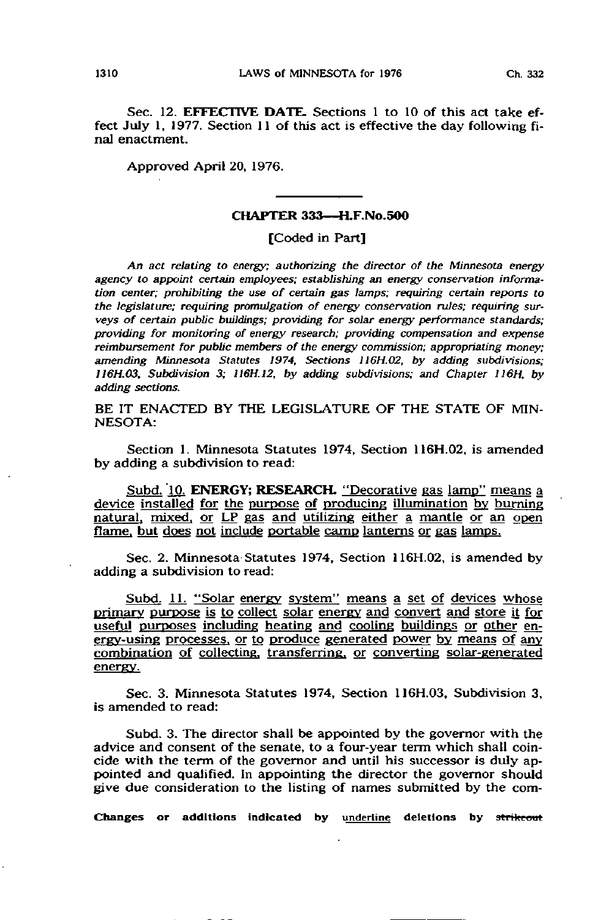Sec. 12. **EFFECTIVE DATE.** Sections 1 to 10 of this act take effect July 1, 1977. Section 11 of this act is effective the day following final enactment.

Approved April 20, 1976.

---

## CHAPTER 333—H.F.No.500

[Coded in Part]

*An act relating to energy; authorizing the director of the Minnesota energy agency to appoint certain employees; establishing an energy conservation information center; prohibiting the use of certain gas lamps; requiring certain reports to the legislature; requiring promulgation of energy conservation rules; requiring surveys of certain public buildings; providing for solar energy performance standards; providing for monitoring of energy research; providing compensation and expense reimbursement for public members of the energy commission; appropriating money; amending Minnesota Statutes 1974, Sections 116H.02, by adding subdivisions; 116H.03, Subdivision 3; 116H.12, by adding subdivisions; and Chapter 116H, by adding sections.*

BE IT ENACTED BY THE LEGISLATURE OF THE STATE OF MINNESOTA:

Section 1. Minnesota Statutes 1974, Section 116H.02, is amended by adding a subdivision to read:

<u>Subd. 10.</u> **<u>ENERGY; RESEARCH.</u>** <u>"Decorative gas lamp" means a device installed for the purpose of producing illumination by burning natural, mixed, or LP gas and utilizing either a mantle or an open flame, but does not include portable camp lanterns or gas lamps.</u>

Sec. 2. Minnesota Statutes 1974, Section 116H.02, is amended by adding a subdivision to read:

<u>Subd. 11. "Solar energy system" means a set of devices whose primary purpose is to collect solar energy and convert and store it for useful purposes including heating and cooling buildings or other energy-using processes, or to produce generated power by means of any combination of collecting, transferring, or converting solar-generated energy.</u>

Sec. 3. Minnesota Statutes 1974, Section 116H.03, Subdivision 3, is amended to read:

Subd. 3. The director shall be appointed by the governor with the advice and consent of the senate, to a four-year term which shall coincide with the term of the governor and until his successor is duly appointed and qualified. In appointing the director the governor should give due consideration to the listing of names submitted by the com-

Changes or additions indicated by <u>underline</u> deletions by ~~strikeout~~